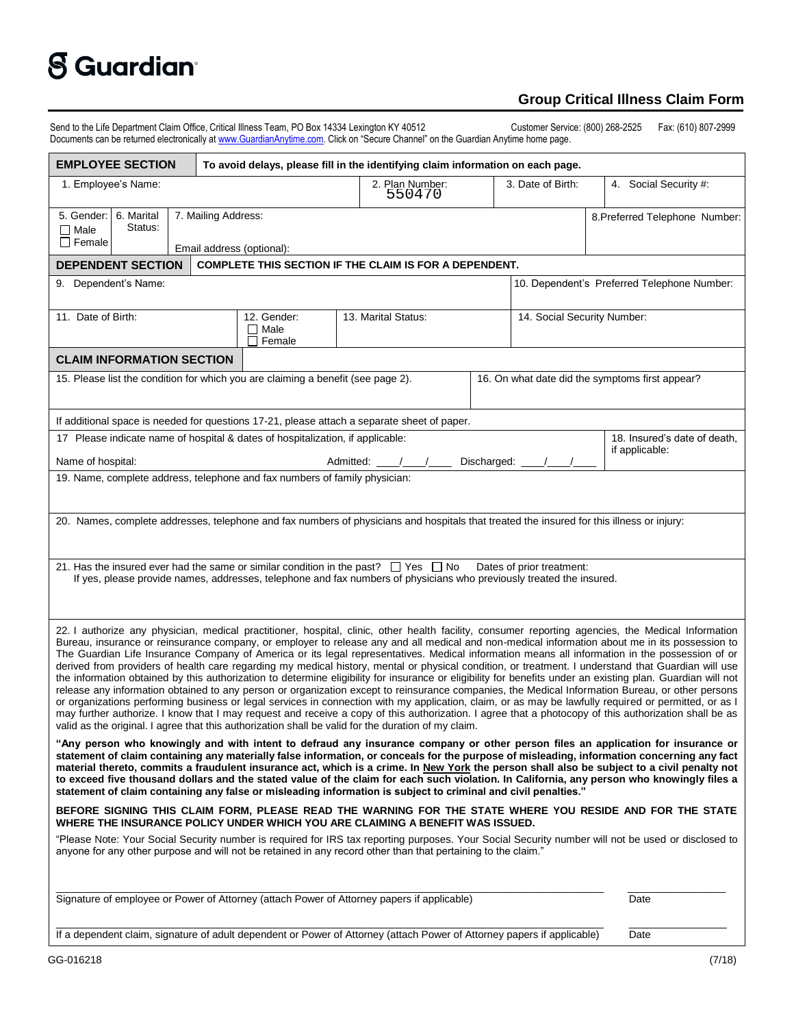# Guardian

## Group Critical Illness Claim Form

Send to the Life Department Claim Office, Critical Illness Team, PO Box 14334 Lexington KY 40512 Customer Service: (800) 268-2525 Fax: (610) 807-2999
Documents can be returned electronically at www.GuardianAnytime.com. Click on "Secure Channel" on the Guardian Anytime home page.

| **EMPLOYEE SECTION** | To avoid delays, please fill in the identifying claim information on each page. | | |
|---|---|---|---|
| 1. Employee's Name: | 2. Plan Number: 550470 | 3. Date of Birth: | 4. Social Security #: |
| 5. Gender: ☐ Male ☐ Female / 6. Marital Status: | 7. Mailing Address: Email address (optional): | | 8. Preferred Telephone Number: |

| **DEPENDENT SECTION** | COMPLETE THIS SECTION IF THE CLAIM IS FOR A DEPENDENT. | | |
|---|---|---|---|
| 9. Dependent's Name: | | | 10. Dependent's Preferred Telephone Number: |
| 11. Date of Birth: | 12. Gender: ☐ Male ☐ Female | 13. Marital Status: | 14. Social Security Number: |

**CLAIM INFORMATION SECTION**

| 15. Please list the condition for which you are claiming a benefit (see page 2). | 16. On what date did the symptoms first appear? |
|---|---|

If additional space is needed for questions 17-21, please attach a separate sheet of paper.

17 Please indicate name of hospital & dates of hospitalization, if applicable:

Name of hospital: Admitted: ____/____/____ Discharged: ____/____/____

18. Insured's date of death, if applicable:

19. Name, complete address, telephone and fax numbers of family physician:

20. Names, complete addresses, telephone and fax numbers of physicians and hospitals that treated the insured for this illness or injury:

21. Has the insured ever had the same or similar condition in the past? ☐ Yes ☐ No Dates of prior treatment:
If yes, please provide names, addresses, telephone and fax numbers of physicians who previously treated the insured.

22. I authorize any physician, medical practitioner, hospital, clinic, other health facility, consumer reporting agencies, the Medical Information Bureau, insurance or reinsurance company, or employer to release any and all medical and non-medical information about me in its possession to The Guardian Life Insurance Company of America or its legal representatives. Medical information means all information in the possession of or derived from providers of health care regarding my medical history, mental or physical condition, or treatment. I understand that Guardian will use the information obtained by this authorization to determine eligibility for insurance or eligibility for benefits under an existing plan. Guardian will not release any information obtained to any person or organization except to reinsurance companies, the Medical Information Bureau, or other persons or organizations performing business or legal services in connection with my application, claim, or as may be lawfully required or permitted, or as I may further authorize. I know that I may request and receive a copy of this authorization. I agree that a photocopy of this authorization shall be as valid as the original. I agree that this authorization shall be valid for the duration of my claim.

**"Any person who knowingly and with intent to defraud any insurance company or other person files an application for insurance or statement of claim containing any materially false information, or conceals for the purpose of misleading, information concerning any fact material thereto, commits a fraudulent insurance act, which is a crime. In New York the person shall also be subject to a civil penalty not to exceed five thousand dollars and the stated value of the claim for each such violation. In California, any person who knowingly files a statement of claim containing any false or misleading information is subject to criminal and civil penalties."**

**BEFORE SIGNING THIS CLAIM FORM, PLEASE READ THE WARNING FOR THE STATE WHERE YOU RESIDE AND FOR THE STATE WHERE THE INSURANCE POLICY UNDER WHICH YOU ARE CLAIMING A BENEFIT WAS ISSUED.**

"Please Note: Your Social Security number is required for IRS tax reporting purposes. Your Social Security number will not be used or disclosed to anyone for any other purpose and will not be retained in any record other than that pertaining to the claim."

_______________________________________________ ____________
Signature of employee or Power of Attorney (attach Power of Attorney papers if applicable) Date

_______________________________________________ ____________
If a dependent claim, signature of adult dependent or Power of Attorney (attach Power of Attorney papers if applicable) Date

GG-016218 (7/18)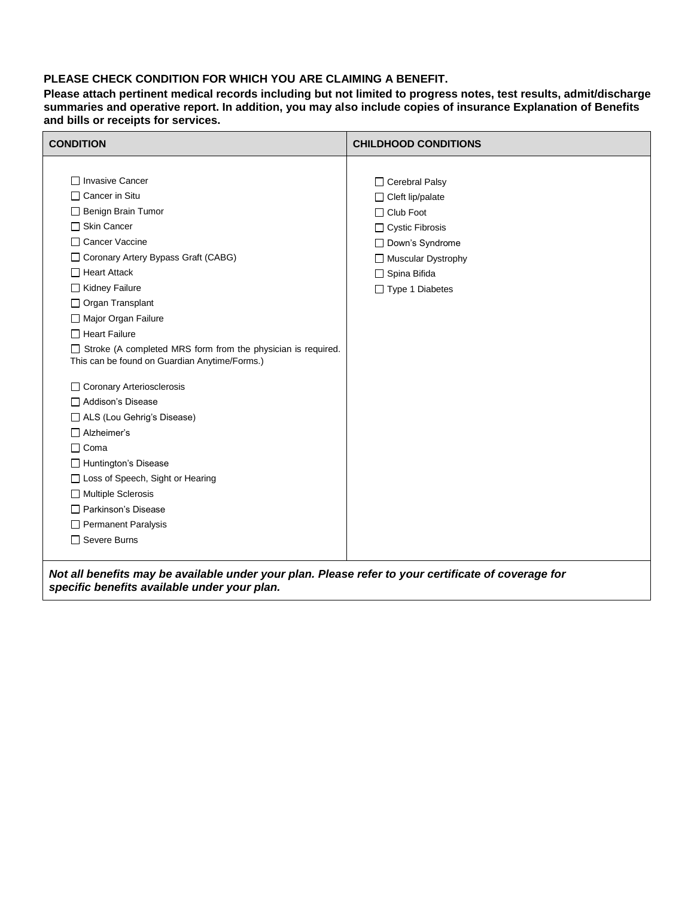**PLEASE CHECK CONDITION FOR WHICH YOU ARE CLAIMING A BENEFIT.**

**Please attach pertinent medical records including but not limited to progress notes, test results, admit/discharge summaries and operative report. In addition, you may also include copies of insurance Explanation of Benefits and bills or receipts for services.**

| CONDITION | CHILDHOOD CONDITIONS |
|---|---|
| ☐ Invasive Cancer<br>☐ Cancer in Situ<br>☐ Benign Brain Tumor<br>☐ Skin Cancer<br>☐ Cancer Vaccine<br>☐ Coronary Artery Bypass Graft (CABG)<br>☐ Heart Attack<br>☐ Kidney Failure<br>☐ Organ Transplant<br>☐ Major Organ Failure<br>☐ Heart Failure<br>☐ Stroke (A completed MRS form from the physician is required. This can be found on Guardian Anytime/Forms.)<br><br>☐ Coronary Arteriosclerosis<br>☐ Addison's Disease<br>☐ ALS (Lou Gehrig's Disease)<br>☐ Alzheimer's<br>☐ Coma<br>☐ Huntington's Disease<br>☐ Loss of Speech, Sight or Hearing<br>☐ Multiple Sclerosis<br>☐ Parkinson's Disease<br>☐ Permanent Paralysis<br>☐ Severe Burns | ☐ Cerebral Palsy<br>☐ Cleft lip/palate<br>☐ Club Foot<br>☐ Cystic Fibrosis<br>☐ Down's Syndrome<br>☐ Muscular Dystrophy<br>☐ Spina Bifida<br>☐ Type 1 Diabetes |

***Not all benefits may be available under your plan. Please refer to your certificate of coverage for specific benefits available under your plan.***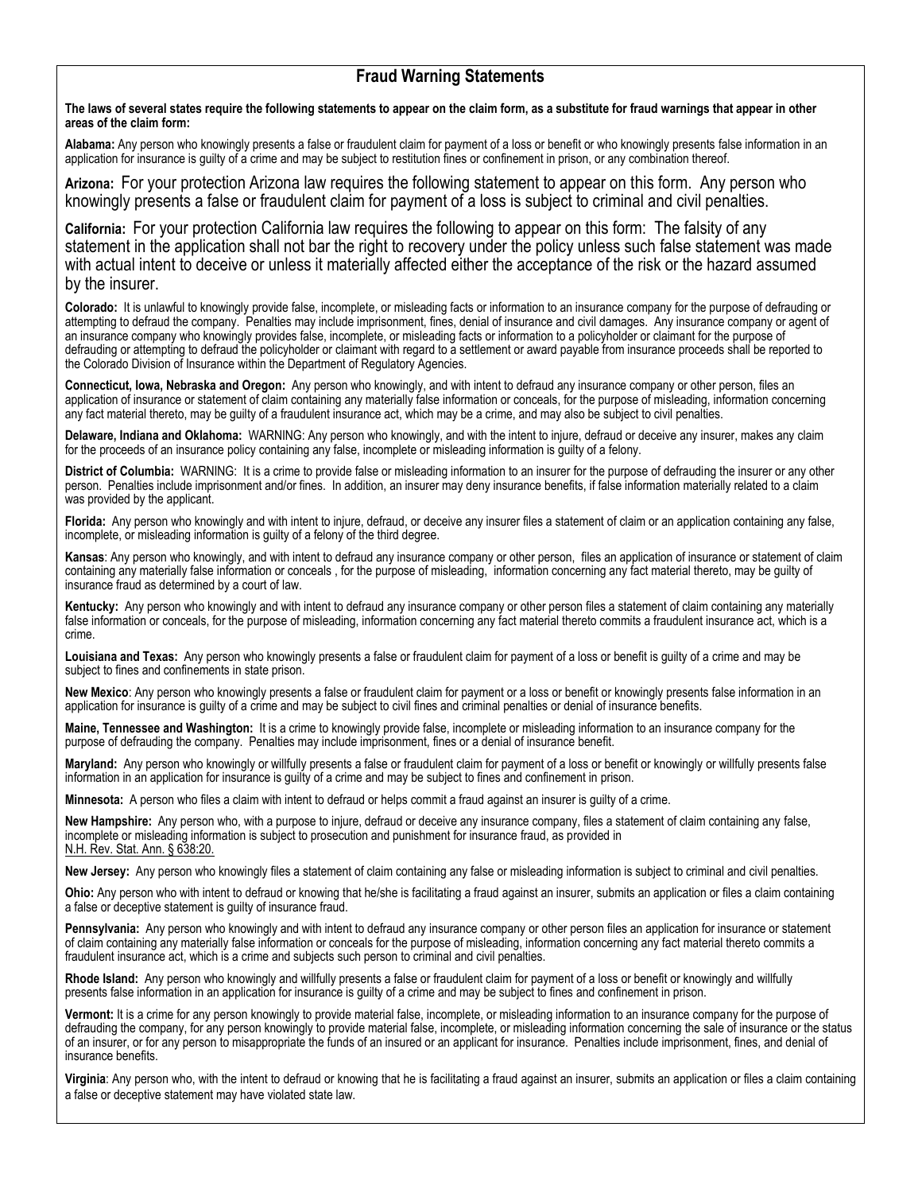## Fraud Warning Statements

**The laws of several states require the following statements to appear on the claim form, as a substitute for fraud warnings that appear in other areas of the claim form:**

**Alabama:** Any person who knowingly presents a false or fraudulent claim for payment of a loss or benefit or who knowingly presents false information in an application for insurance is guilty of a crime and may be subject to restitution fines or confinement in prison, or any combination thereof.

**Arizona:** For your protection Arizona law requires the following statement to appear on this form. Any person who knowingly presents a false or fraudulent claim for payment of a loss is subject to criminal and civil penalties.

**California:** For your protection California law requires the following to appear on this form: The falsity of any statement in the application shall not bar the right to recovery under the policy unless such false statement was made with actual intent to deceive or unless it materially affected either the acceptance of the risk or the hazard assumed by the insurer.

**Colorado:** It is unlawful to knowingly provide false, incomplete, or misleading facts or information to an insurance company for the purpose of defrauding or attempting to defraud the company. Penalties may include imprisonment, fines, denial of insurance and civil damages. Any insurance company or agent of an insurance company who knowingly provides false, incomplete, or misleading facts or information to a policyholder or claimant for the purpose of defrauding or attempting to defraud the policyholder or claimant with regard to a settlement or award payable from insurance proceeds shall be reported to the Colorado Division of Insurance within the Department of Regulatory Agencies.

**Connecticut, Iowa, Nebraska and Oregon:** Any person who knowingly, and with intent to defraud any insurance company or other person, files an application of insurance or statement of claim containing any materially false information or conceals, for the purpose of misleading, information concerning any fact material thereto, may be guilty of a fraudulent insurance act, which may be a crime, and may also be subject to civil penalties.

**Delaware, Indiana and Oklahoma:** WARNING: Any person who knowingly, and with the intent to injure, defraud or deceive any insurer, makes any claim for the proceeds of an insurance policy containing any false, incomplete or misleading information is guilty of a felony.

**District of Columbia:** WARNING: It is a crime to provide false or misleading information to an insurer for the purpose of defrauding the insurer or any other person. Penalties include imprisonment and/or fines. In addition, an insurer may deny insurance benefits, if false information materially related to a claim was provided by the applicant.

**Florida:** Any person who knowingly and with intent to injure, defraud, or deceive any insurer files a statement of claim or an application containing any false, incomplete, or misleading information is guilty of a felony of the third degree.

**Kansas**: Any person who knowingly, and with intent to defraud any insurance company or other person, files an application of insurance or statement of claim containing any materially false information or conceals , for the purpose of misleading, information concerning any fact material thereto, may be guilty of insurance fraud as determined by a court of law.

**Kentucky:** Any person who knowingly and with intent to defraud any insurance company or other person files a statement of claim containing any materially false information or conceals, for the purpose of misleading, information concerning any fact material thereto commits a fraudulent insurance act, which is a crime.

**Louisiana and Texas:** Any person who knowingly presents a false or fraudulent claim for payment of a loss or benefit is guilty of a crime and may be subject to fines and confinements in state prison.

**New Mexico**: Any person who knowingly presents a false or fraudulent claim for payment or a loss or benefit or knowingly presents false information in an application for insurance is guilty of a crime and may be subject to civil fines and criminal penalties or denial of insurance benefits.

**Maine, Tennessee and Washington:** It is a crime to knowingly provide false, incomplete or misleading information to an insurance company for the purpose of defrauding the company. Penalties may include imprisonment, fines or a denial of insurance benefit.

**Maryland:** Any person who knowingly or willfully presents a false or fraudulent claim for payment of a loss or benefit or knowingly or willfully presents false information in an application for insurance is guilty of a crime and may be subject to fines and confinement in prison.

**Minnesota:** A person who files a claim with intent to defraud or helps commit a fraud against an insurer is guilty of a crime.

**New Hampshire:** Any person who, with a purpose to injure, defraud or deceive any insurance company, files a statement of claim containing any false, incomplete or misleading information is subject to prosecution and punishment for insurance fraud, as provided in N.H. Rev. Stat. Ann. § 638:20.

**New Jersey:** Any person who knowingly files a statement of claim containing any false or misleading information is subject to criminal and civil penalties.

**Ohio:** Any person who with intent to defraud or knowing that he/she is facilitating a fraud against an insurer, submits an application or files a claim containing a false or deceptive statement is guilty of insurance fraud.

**Pennsylvania:** Any person who knowingly and with intent to defraud any insurance company or other person files an application for insurance or statement of claim containing any materially false information or conceals for the purpose of misleading, information concerning any fact material thereto commits a fraudulent insurance act, which is a crime and subjects such person to criminal and civil penalties.

**Rhode Island:** Any person who knowingly and willfully presents a false or fraudulent claim for payment of a loss or benefit or knowingly and willfully presents false information in an application for insurance is guilty of a crime and may be subject to fines and confinement in prison.

**Vermont:** It is a crime for any person knowingly to provide material false, incomplete, or misleading information to an insurance company for the purpose of defrauding the company, for any person knowingly to provide material false, incomplete, or misleading information concerning the sale of insurance or the status of an insurer, or for any person to misappropriate the funds of an insured or an applicant for insurance. Penalties include imprisonment, fines, and denial of insurance benefits.

**Virginia**: Any person who, with the intent to defraud or knowing that he is facilitating a fraud against an insurer, submits an application or files a claim containing a false or deceptive statement may have violated state law.